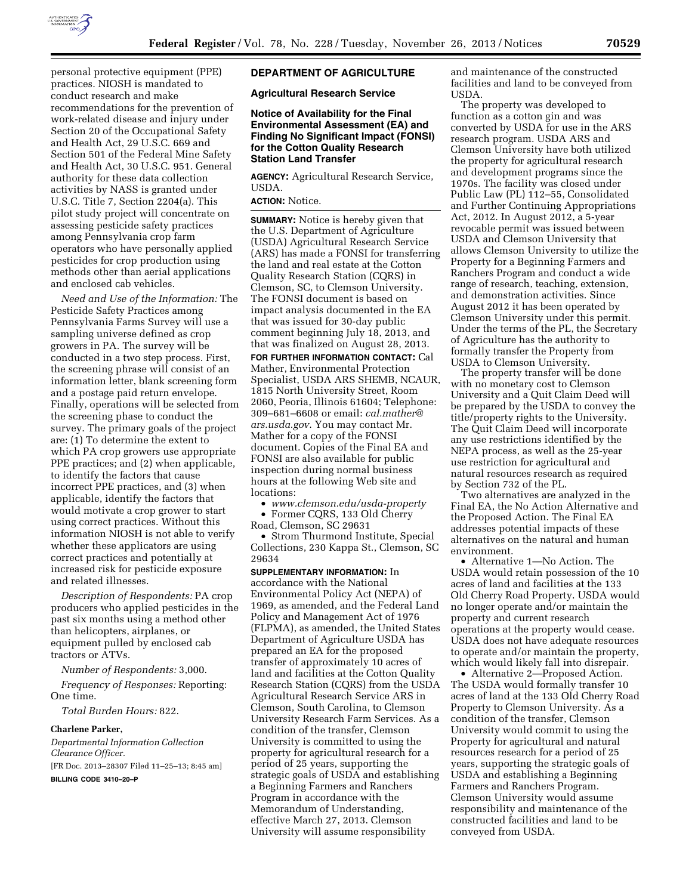personal protective equipment (PPE) practices. NIOSH is mandated to conduct research and make recommendations for the prevention of work-related disease and injury under Section 20 of the Occupational Safety and Health Act, 29 U.S.C. 669 and Section 501 of the Federal Mine Safety and Health Act, 30 U.S.C. 951. General authority for these data collection activities by NASS is granted under U.S.C. Title 7, Section 2204(a). This pilot study project will concentrate on assessing pesticide safety practices among Pennsylvania crop farm operators who have personally applied pesticides for crop production using methods other than aerial applications and enclosed cab vehicles.

*Need and Use of the Information:* The Pesticide Safety Practices among Pennsylvania Farms Survey will use a sampling universe defined as crop growers in PA. The survey will be conducted in a two step process. First, the screening phrase will consist of an information letter, blank screening form and a postage paid return envelope. Finally, operations will be selected from the screening phase to conduct the survey. The primary goals of the project are: (1) To determine the extent to which PA crop growers use appropriate PPE practices; and (2) when applicable, to identify the factors that cause incorrect PPE practices, and (3) when applicable, identify the factors that would motivate a crop grower to start using correct practices. Without this information NIOSH is not able to verify whether these applicators are using correct practices and potentially at increased risk for pesticide exposure and related illnesses.

*Description of Respondents:* PA crop producers who applied pesticides in the past six months using a method other than helicopters, airplanes, or equipment pulled by enclosed cab tractors or ATVs.

*Number of Respondents:* 3,000.

*Frequency of Responses:* Reporting: One time.

*Total Burden Hours:* 822.

**Charlene Parker,**

*Departmental Information Collection Clearance Officer.*

[FR Doc. 2013–28307 Filed 11–25–13; 8:45 am]

**BILLING CODE 3410–20–P**

## DEPARTMENT OF AGRICULTURE

### Agricultural Research Service

### Notice of Availability for the Final Environmental Assessment (EA) and Finding No Significant Impact (FONSI) for the Cotton Quality Research Station Land Transfer

**AGENCY:** Agricultural Research Service, USDA.

**ACTION:** Notice.

**SUMMARY:** Notice is hereby given that the U.S. Department of Agriculture (USDA) Agricultural Research Service (ARS) has made a FONSI for transferring the land and real estate at the Cotton Quality Research Station (CQRS) in Clemson, SC, to Clemson University. The FONSI document is based on impact analysis documented in the EA that was issued for 30-day public comment beginning July 18, 2013, and that was finalized on August 28, 2013.

**FOR FURTHER INFORMATION CONTACT:** Cal Mather, Environmental Protection Specialist, USDA ARS SHEMB, NCAUR, 1815 North University Street, Room 2060, Peoria, Illinois 61604; Telephone: 309–681–6608 or email: *cal.mather@ars.usda.gov.* You may contact Mr. Mather for a copy of the FONSI document. Copies of the Final EA and FONSI are also available for public inspection during normal business hours at the following Web site and locations:

- *www.clemson.edu/usda-property*
- Former CQRS, 133 Old Cherry Road, Clemson, SC 29631
- Strom Thurmond Institute, Special Collections, 230 Kappa St., Clemson, SC 29634

**SUPPLEMENTARY INFORMATION:** In accordance with the National Environmental Policy Act (NEPA) of 1969, as amended, and the Federal Land Policy and Management Act of 1976 (FLPMA), as amended, the United States Department of Agriculture USDA has prepared an EA for the proposed transfer of approximately 10 acres of land and facilities at the Cotton Quality Research Station (CQRS) from the USDA Agricultural Research Service ARS in Clemson, South Carolina, to Clemson University Research Farm Services. As a condition of the transfer, Clemson University is committed to using the property for agricultural research for a period of 25 years, supporting the strategic goals of USDA and establishing a Beginning Farmers and Ranchers Program in accordance with the Memorandum of Understanding, effective March 27, 2013. Clemson University will assume responsibility and maintenance of the constructed facilities and land to be conveyed from USDA.

The property was developed to function as a cotton gin and was converted by USDA for use in the ARS research program. USDA ARS and Clemson University have both utilized the property for agricultural research and development programs since the 1970s. The facility was closed under Public Law (PL) 112–55, Consolidated and Further Continuing Appropriations Act, 2012. In August 2012, a 5-year revocable permit was issued between USDA and Clemson University that allows Clemson University to utilize the Property for a Beginning Farmers and Ranchers Program and conduct a wide range of research, teaching, extension, and demonstration activities. Since August 2012 it has been operated by Clemson University under this permit. Under the terms of the PL, the Secretary of Agriculture has the authority to formally transfer the Property from USDA to Clemson University.

The property transfer will be done with no monetary cost to Clemson University and a Quit Claim Deed will be prepared by the USDA to convey the title/property rights to the University. The Quit Claim Deed will incorporate any use restrictions identified by the NEPA process, as well as the 25-year use restriction for agricultural and natural resources research as required by Section 732 of the PL.

Two alternatives are analyzed in the Final EA, the No Action Alternative and the Proposed Action. The Final EA addresses potential impacts of these alternatives on the natural and human environment.

- Alternative 1—No Action. The USDA would retain possession of the 10 acres of land and facilities at the 133 Old Cherry Road Property. USDA would no longer operate and/or maintain the property and current research operations at the property would cease. USDA does not have adequate resources to operate and/or maintain the property, which would likely fall into disrepair.
- Alternative 2—Proposed Action. The USDA would formally transfer 10 acres of land at the 133 Old Cherry Road Property to Clemson University. As a condition of the transfer, Clemson University would commit to using the Property for agricultural and natural resources research for a period of 25 years, supporting the strategic goals of USDA and establishing a Beginning Farmers and Ranchers Program. Clemson University would assume responsibility and maintenance of the constructed facilities and land to be conveyed from USDA.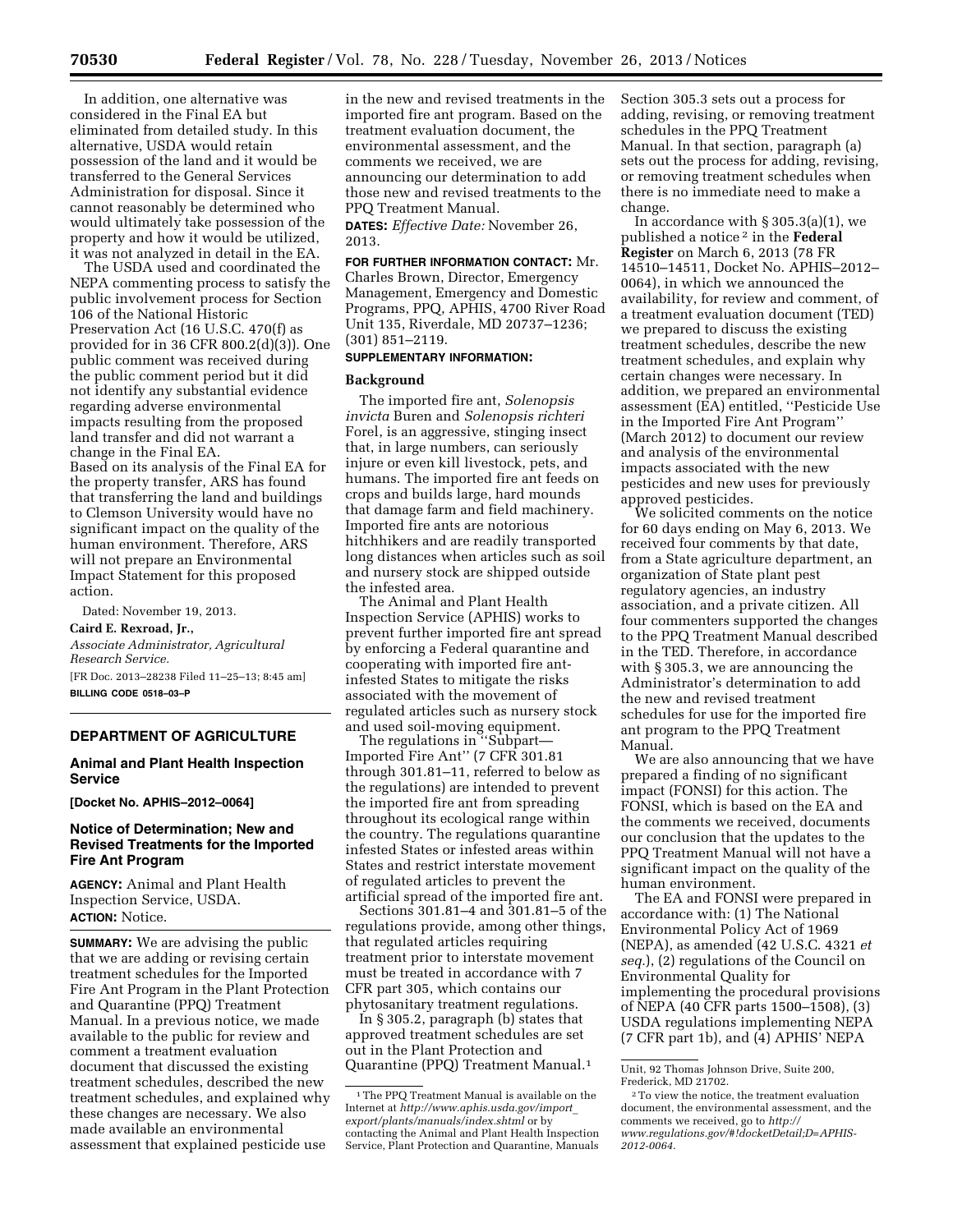In addition, one alternative was considered in the Final EA but eliminated from detailed study. In this alternative, USDA would retain possession of the land and it would be transferred to the General Services Administration for disposal. Since it cannot reasonably be determined who would ultimately take possession of the property and how it would be utilized, it was not analyzed in detail in the EA.

The USDA used and coordinated the NEPA commenting process to satisfy the public involvement process for Section 106 of the National Historic Preservation Act (16 U.S.C. 470(f) as provided for in 36 CFR 800.2(d)(3)). One public comment was received during the public comment period but it did not identify any substantial evidence regarding adverse environmental impacts resulting from the proposed land transfer and did not warrant a change in the Final EA.

Based on its analysis of the Final EA for the property transfer, ARS has found that transferring the land and buildings to Clemson University would have no significant impact on the quality of the human environment. Therefore, ARS will not prepare an Environmental Impact Statement for this proposed action.

Dated: November 19, 2013.

**Caird E. Rexroad, Jr.,**

*Associate Administrator, Agricultural Research Service.*

[FR Doc. 2013–28238 Filed 11–25–13; 8:45 am]

**BILLING CODE 0518–03–P**

## DEPARTMENT OF AGRICULTURE

### Animal and Plant Health Inspection Service

**[Docket No. APHIS–2012–0064]**

### Notice of Determination; New and Revised Treatments for the Imported Fire Ant Program

**AGENCY:** Animal and Plant Health Inspection Service, USDA.

**ACTION:** Notice.

**SUMMARY:** We are advising the public that we are adding or revising certain treatment schedules for the Imported Fire Ant Program in the Plant Protection and Quarantine (PPQ) Treatment Manual. In a previous notice, we made available to the public for review and comment a treatment evaluation document that discussed the existing treatment schedules, described the new treatment schedules, and explained why these changes are necessary. We also made available an environmental assessment that explained pesticide use in the new and revised treatments in the imported fire ant program. Based on the treatment evaluation document, the environmental assessment, and the comments we received, we are announcing our determination to add those new and revised treatments to the PPQ Treatment Manual.

**DATES:** *Effective Date:* November 26, 2013.

**FOR FURTHER INFORMATION CONTACT:** Mr. Charles Brown, Director, Emergency Management, Emergency and Domestic Programs, PPQ, APHIS, 4700 River Road Unit 135, Riverdale, MD 20737–1236; (301) 851–2119.

**SUPPLEMENTARY INFORMATION:**

#### Background

The imported fire ant, *Solenopsis invicta* Buren and *Solenopsis richteri* Forel, is an aggressive, stinging insect that, in large numbers, can seriously injure or even kill livestock, pets, and humans. The imported fire ant feeds on crops and builds large, hard mounds that damage farm and field machinery. Imported fire ants are notorious hitchhikers and are readily transported long distances when articles such as soil and nursery stock are shipped outside the infested area.

The Animal and Plant Health Inspection Service (APHIS) works to prevent further imported fire ant spread by enforcing a Federal quarantine and cooperating with imported fire ant-infested States to mitigate the risks associated with the movement of regulated articles such as nursery stock and used soil-moving equipment.

The regulations in ''Subpart—Imported Fire Ant'' (7 CFR 301.81 through 301.81–11, referred to below as the regulations) are intended to prevent the imported fire ant from spreading throughout its ecological range within the country. The regulations quarantine infested States or infested areas within States and restrict interstate movement of regulated articles to prevent the artificial spread of the imported fire ant.

Sections 301.81–4 and 301.81–5 of the regulations provide, among other things, that regulated articles requiring treatment prior to interstate movement must be treated in accordance with 7 CFR part 305, which contains our phytosanitary treatment regulations.

In § 305.2, paragraph (b) states that approved treatment schedules are set out in the Plant Protection and Quarantine (PPQ) Treatment Manual.[1] Section 305.3 sets out a process for adding, revising, or removing treatment schedules in the PPQ Treatment Manual. In that section, paragraph (a) sets out the process for adding, revising, or removing treatment schedules when there is no immediate need to make a change.

In accordance with § 305.3(a)(1), we published a notice[2] in the **Federal Register** on March 6, 2013 (78 FR 14510–14511, Docket No. APHIS–2012–0064), in which we announced the availability, for review and comment, of a treatment evaluation document (TED) we prepared to discuss the existing treatment schedules, describe the new treatment schedules, and explain why certain changes were necessary. In addition, we prepared an environmental assessment (EA) entitled, ''Pesticide Use in the Imported Fire Ant Program'' (March 2012) to document our review and analysis of the environmental impacts associated with the new pesticides and new uses for previously approved pesticides.

We solicited comments on the notice for 60 days ending on May 6, 2013. We received four comments by that date, from a State agriculture department, an organization of State plant pest regulatory agencies, an industry association, and a private citizen. All four commenters supported the changes to the PPQ Treatment Manual described in the TED. Therefore, in accordance with § 305.3, we are announcing the Administrator's determination to add the new and revised treatment schedules for use for the imported fire ant program to the PPQ Treatment Manual.

We are also announcing that we have prepared a finding of no significant impact (FONSI) for this action. The FONSI, which is based on the EA and the comments we received, documents our conclusion that the updates to the PPQ Treatment Manual will not have a significant impact on the quality of the human environment.

The EA and FONSI were prepared in accordance with: (1) The National Environmental Policy Act of 1969 (NEPA), as amended (42 U.S.C. 4321 *et seq.*), (2) regulations of the Council on Environmental Quality for implementing the procedural provisions of NEPA (40 CFR parts 1500–1508), (3) USDA regulations implementing NEPA (7 CFR part 1b), and (4) APHIS' NEPA

[1] The PPQ Treatment Manual is available on the Internet at *http://www.aphis.usda.gov/import_export/plants/manuals/index.shtml* or by contacting the Animal and Plant Health Inspection Service, Plant Protection and Quarantine, Manuals Unit, 92 Thomas Johnson Drive, Suite 200, Frederick, MD 21702.

[2] To view the notice, the treatment evaluation document, the environmental assessment, and the comments we received, go to *http://www.regulations.gov/#!docketDetail;D=APHIS-2012-0064*.